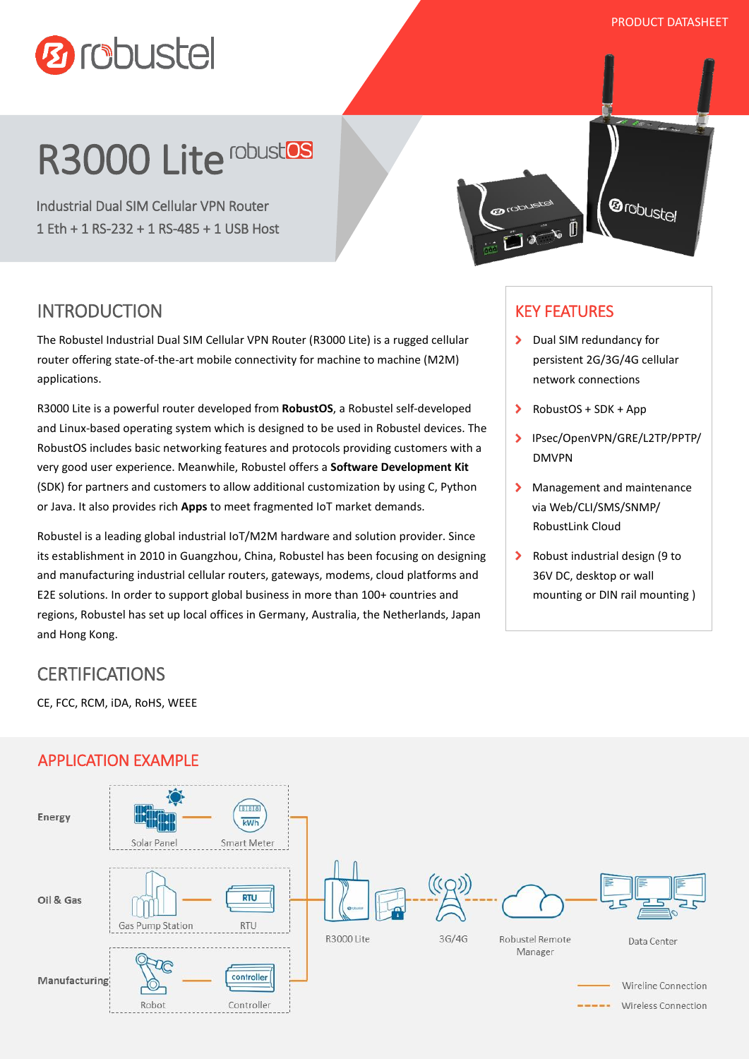PRODUCT DATASHEET

# R3000 Lite robustOS

Industrial Dual SIM Cellular VPN Router
1 Eth + 1 RS-232 + 1 RS-485 + 1 USB Host

## INTRODUCTION

The Robustel Industrial Dual SIM Cellular VPN Router (R3000 Lite) is a rugged cellular router offering state-of-the-art mobile connectivity for machine to machine (M2M) applications.

R3000 Lite is a powerful router developed from **RobustOS**, a Robustel self-developed and Linux-based operating system which is designed to be used in Robustel devices. The RobustOS includes basic networking features and protocols providing customers with a very good user experience. Meanwhile, Robustel offers a **Software Development Kit** (SDK) for partners and customers to allow additional customization by using C, Python or Java. It also provides rich **Apps** to meet fragmented IoT market demands.

Robustel is a leading global industrial IoT/M2M hardware and solution provider. Since its establishment in 2010 in Guangzhou, China, Robustel has been focusing on designing and manufacturing industrial cellular routers, gateways, modems, cloud platforms and E2E solutions. In order to support global business in more than 100+ countries and regions, Robustel has set up local offices in Germany, Australia, the Netherlands, Japan and Hong Kong.

## KEY FEATURES

- Dual SIM redundancy for persistent 2G/3G/4G cellular network connections
- RobustOS + SDK + App
- IPsec/OpenVPN/GRE/L2TP/PPTP/ DMVPN
- Management and maintenance via Web/CLI/SMS/SNMP/ RobustLink Cloud
- Robust industrial design (9 to 36V DC, desktop or wall mounting or DIN rail mounting )

## CERTIFICATIONS

CE, FCC, RCM, iDA, RoHS, WEEE

## APPLICATION EXAMPLE

Energy: Solar Panel, Smart Meter
Oil & Gas: Gas Pump Station, RTU
Manufacturing: Robot, Controller

R3000 Lite — 3G/4G — Robustel Remote Manager — Data Center

Wireline Connection
Wireless Connection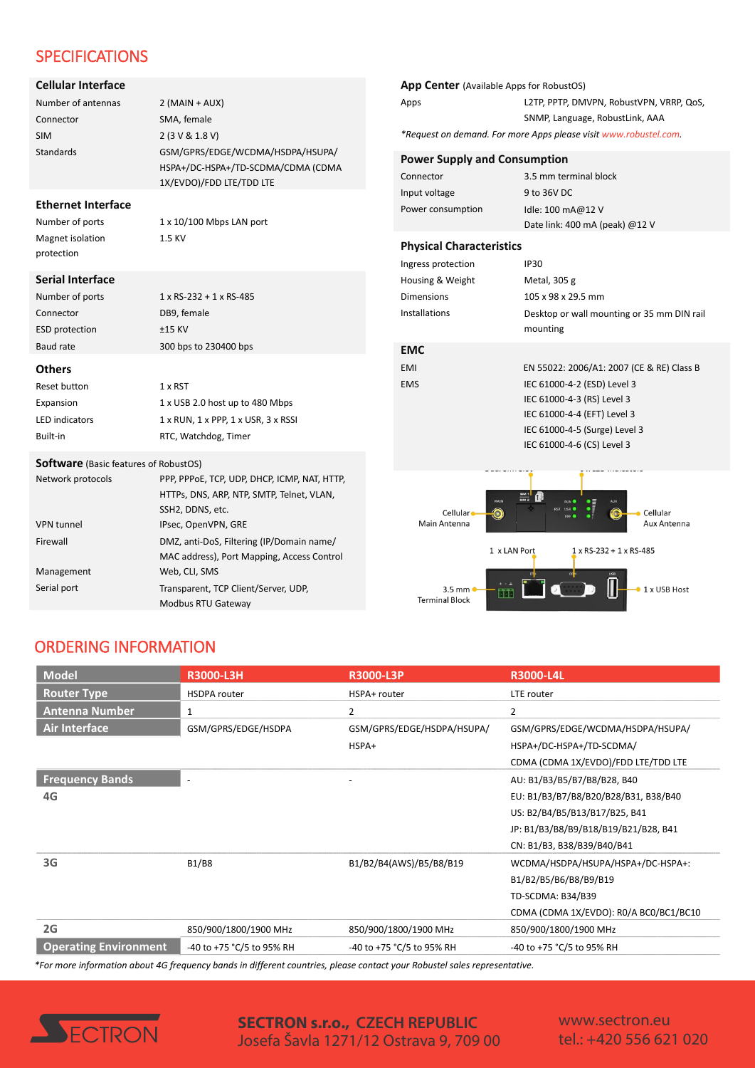# SPECIFICATIONS

### Cellular Interface

| | |
|---|---|
| Number of antennas | 2 (MAIN + AUX) |
| Connector | SMA, female |
| SIM | 2 (3 V & 1.8 V) |
| Standards | GSM/GPRS/EDGE/WCDMA/HSDPA/HSUPA/ HSPA+/DC-HSPA+/TD-SCDMA/CDMA (CDMA 1X/EVDO)/FDD LTE/TDD LTE |

### Ethernet Interface

| | |
|---|---|
| Number of ports | 1 x 10/100 Mbps LAN port |
| Magnet isolation protection | 1.5 KV |

### Serial Interface

| | |
|---|---|
| Number of ports | 1 x RS-232 + 1 x RS-485 |
| Connector | DB9, female |
| ESD protection | ±15 KV |
| Baud rate | 300 bps to 230400 bps |

### Others

| | |
|---|---|
| Reset button | 1 x RST |
| Expansion | 1 x USB 2.0 host up to 480 Mbps |
| LED indicators | 1 x RUN, 1 x PPP, 1 x USR, 3 x RSSI |
| Built-in | RTC, Watchdog, Timer |

### Software (Basic features of RobustOS)

| | |
|---|---|
| Network protocols | PPP, PPPoE, TCP, UDP, DHCP, ICMP, NAT, HTTP, HTTPs, DNS, ARP, NTP, SMTP, Telnet, VLAN, SSH2, DDNS, etc. |
| VPN tunnel | IPsec, OpenVPN, GRE |
| Firewall | DMZ, anti-DoS, Filtering (IP/Domain name/ MAC address), Port Mapping, Access Control |
| Management | Web, CLI, SMS |
| Serial port | Transparent, TCP Client/Server, UDP, Modbus RTU Gateway |

### App Center (Available Apps for RobustOS)

| | |
|---|---|
| Apps | L2TP, PPTP, DMVPN, RobustVPN, VRRP, QoS, SNMP, Language, RobustLink, AAA |

*\*Request on demand. For more Apps please visit www.robustel.com.*

### Power Supply and Consumption

| | |
|---|---|
| Connector | 3.5 mm terminal block |
| Input voltage | 9 to 36V DC |
| Power consumption | Idle: 100 mA@12 V<br>Date link: 400 mA (peak) @12 V |

### Physical Characteristics

| | |
|---|---|
| Ingress protection | IP30 |
| Housing & Weight | Metal, 305 g |
| Dimensions | 105 x 98 x 29.5 mm |
| Installations | Desktop or wall mounting or 35 mm DIN rail mounting |

### EMC

| | |
|---|---|
| EMI | EN 55022: 2006/A1: 2007 (CE & RE) Class B |
| EMS | IEC 61000-4-2 (ESD) Level 3<br>IEC 61000-4-3 (RS) Level 3<br>IEC 61000-4-4 (EFT) Level 3<br>IEC 61000-4-5 (Surge) Level 3<br>IEC 61000-4-6 (CS) Level 3 |

Cellular Main Antenna
Cellular Aux Antenna
1 x LAN Port
1 x RS-232 + 1 x RS-485
3.5 mm Terminal Block
1 x USB Host

# ORDERING INFORMATION

| Model | R3000-L3H | R3000-L3P | R3000-L4L |
|---|---|---|---|
| Router Type | HSDPA router | HSPA+ router | LTE router |
| Antenna Number | 1 | 2 | 2 |
| Air Interface | GSM/GPRS/EDGE/HSDPA | GSM/GPRS/EDGE/HSDPA/HSUPA/ HSPA+ | GSM/GPRS/EDGE/WCDMA/HSDPA/HSUPA/ HSPA+/DC-HSPA+/TD-SCDMA/ CDMA (CDMA 1X/EVDO)/FDD LTE/TDD LTE |
| Frequency Bands 4G | - | - | AU: B1/B3/B5/B7/B8/B28, B40<br>EU: B1/B3/B7/B8/B20/B28/B31, B38/B40<br>US: B2/B4/B5/B13/B17/B25, B41<br>JP: B1/B3/B8/B9/B18/B19/B21/B28, B41<br>CN: B1/B3, B38/B39/B40/B41 |
| 3G | B1/B8 | B1/B2/B4(AWS)/B5/B8/B19 | WCDMA/HSDPA/HSUPA/HSPA+/DC-HSPA+: B1/B2/B5/B6/B8/B9/B19<br>TD-SCDMA: B34/B39<br>CDMA (CDMA 1X/EVDO): R0/A BC0/BC1/BC10 |
| 2G | 850/900/1800/1900 MHz | 850/900/1800/1900 MHz | 850/900/1800/1900 MHz |
| Operating Environment | -40 to +75 °C/5 to 95% RH | -40 to +75 °C/5 to 95% RH | -40 to +75 °C/5 to 95% RH |

*\*For more information about 4G frequency bands in different countries, please contact your Robustel sales representative.*

**SECTRON s.r.o., CZECH REPUBLIC**
Josefa Šavla 1271/12 Ostrava 9, 709 00

www.sectron.eu
tel.: +420 556 621 020